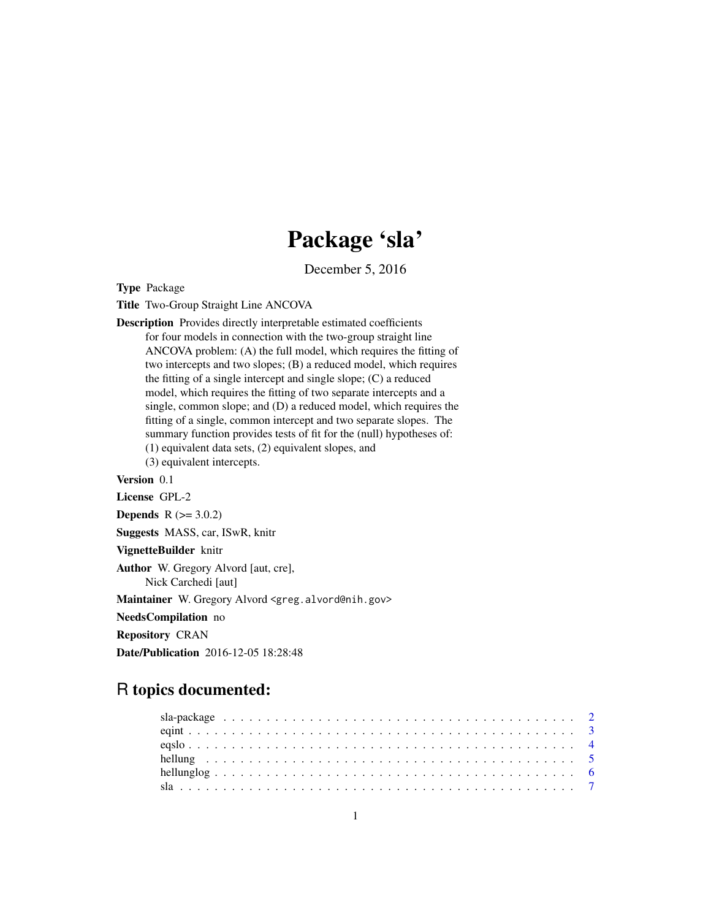# Package 'sla'

December 5, 2016

**Type** Package

**Title** Two-Group Straight Line ANCOVA

**Description** Provides directly interpretable estimated coefficients for four models in connection with the two-group straight line ANCOVA problem: (A) the full model, which requires the fitting of two intercepts and two slopes; (B) a reduced model, which requires the fitting of a single intercept and single slope; (C) a reduced model, which requires the fitting of two separate intercepts and a single, common slope; and (D) a reduced model, which requires the fitting of a single, common intercept and two separate slopes. The summary function provides tests of fit for the (null) hypotheses of: (1) equivalent data sets, (2) equivalent slopes, and (3) equivalent intercepts.

**Version** 0.1

**License** GPL-2

**Depends** R (>= 3.0.2)

**Suggests** MASS, car, ISwR, knitr

**VignetteBuilder** knitr

**Author** W. Gregory Alvord [aut, cre], Nick Carchedi [aut]

**Maintainer** W. Gregory Alvord <greg.alvord@nih.gov>

**NeedsCompilation** no

**Repository** CRAN

**Date/Publication** 2016-12-05 18:28:48

## R topics documented:

sla-package . . . . . . . . . . . . . . . . . . . . . . . . . . . . . . . . . . . . . . . . 2
eqint . . . . . . . . . . . . . . . . . . . . . . . . . . . . . . . . . . . . . . . . . . . . 3
eqslo . . . . . . . . . . . . . . . . . . . . . . . . . . . . . . . . . . . . . . . . . . . . 4
hellung . . . . . . . . . . . . . . . . . . . . . . . . . . . . . . . . . . . . . . . . . . . 5
hellunglog . . . . . . . . . . . . . . . . . . . . . . . . . . . . . . . . . . . . . . . . . 6
sla . . . . . . . . . . . . . . . . . . . . . . . . . . . . . . . . . . . . . . . . . . . . . 7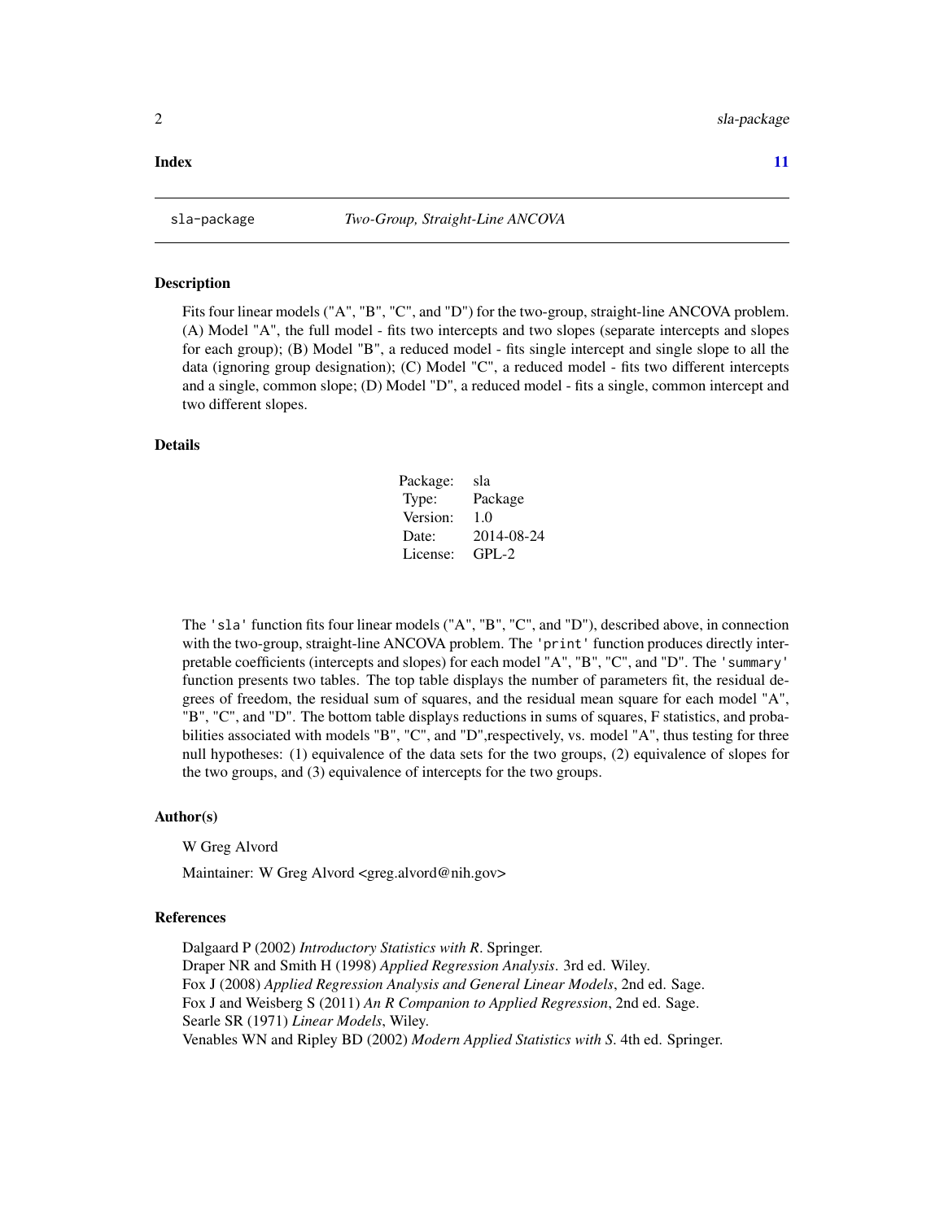**Index** **11**

---

sla-package *Two-Group, Straight-Line ANCOVA*

---

## Description

Fits four linear models ("A", "B", "C", and "D") for the two-group, straight-line ANCOVA problem. (A) Model "A", the full model - fits two intercepts and two slopes (separate intercepts and slopes for each group); (B) Model "B", a reduced model - fits single intercept and single slope to all the data (ignoring group designation); (C) Model "C", a reduced model - fits two different intercepts and a single, common slope; (D) Model "D", a reduced model - fits a single, common intercept and two different slopes.

## Details

| | |
|---|---|
| Package: | sla |
| Type: | Package |
| Version: | 1.0 |
| Date: | 2014-08-24 |
| License: | GPL-2 |

The 'sla' function fits four linear models ("A", "B", "C", and "D"), described above, in connection with the two-group, straight-line ANCOVA problem. The 'print' function produces directly interpretable coefficients (intercepts and slopes) for each model "A", "B", "C", and "D". The 'summary' function presents two tables. The top table displays the number of parameters fit, the residual degrees of freedom, the residual sum of squares, and the residual mean square for each model "A", "B", "C", and "D". The bottom table displays reductions in sums of squares, F statistics, and probabilities associated with models "B", "C", and "D",respectively, vs. model "A", thus testing for three null hypotheses: (1) equivalence of the data sets for the two groups, (2) equivalence of slopes for the two groups, and (3) equivalence of intercepts for the two groups.

## Author(s)

W Greg Alvord

Maintainer: W Greg Alvord <greg.alvord@nih.gov>

## References

Dalgaard P (2002) *Introductory Statistics with R*. Springer.
Draper NR and Smith H (1998) *Applied Regression Analysis*. 3rd ed. Wiley.
Fox J (2008) *Applied Regression Analysis and General Linear Models*, 2nd ed. Sage.
Fox J and Weisberg S (2011) *An R Companion to Applied Regression*, 2nd ed. Sage.
Searle SR (1971) *Linear Models*, Wiley.
Venables WN and Ripley BD (2002) *Modern Applied Statistics with S*. 4th ed. Springer.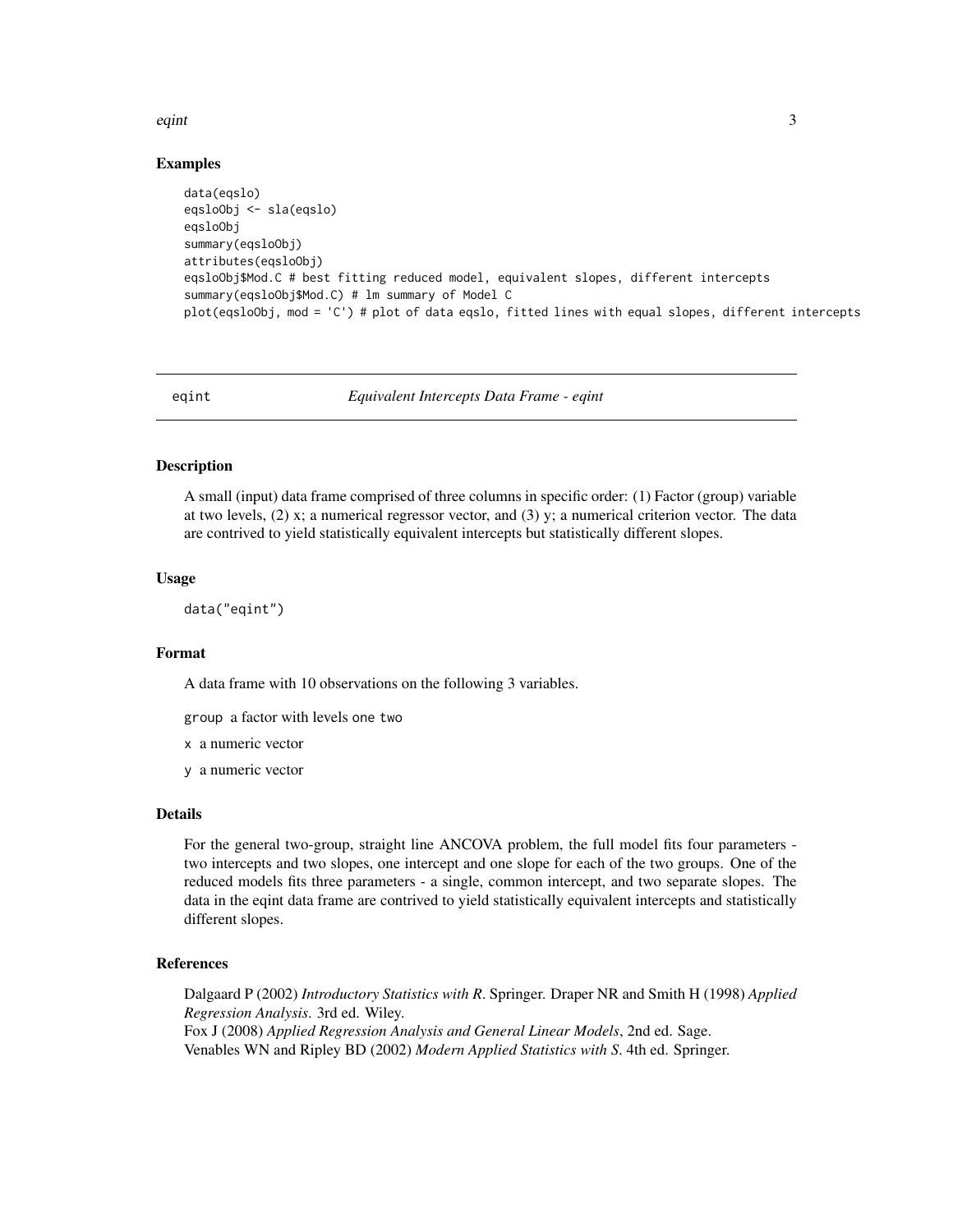### Examples

```
data(eqslo)
eqsloObj <- sla(eqslo)
eqsloObj
summary(eqsloObj)
attributes(eqsloObj)
eqsloObj$Mod.C # best fitting reduced model, equivalent slopes, different intercepts
summary(eqsloObj$Mod.C) # lm summary of Model C
plot(eqsloObj, mod = 'C') # plot of data eqslo, fitted lines with equal slopes, different intercepts
```

---

## eqint — *Equivalent Intercepts Data Frame - eqint*

### Description

A small (input) data frame comprised of three columns in specific order: (1) Factor (group) variable at two levels, (2) x; a numerical regressor vector, and (3) y; a numerical criterion vector. The data are contrived to yield statistically equivalent intercepts but statistically different slopes.

### Usage

```
data("eqint")
```

### Format

A data frame with 10 observations on the following 3 variables.

- `group` a factor with levels `one` `two`
- `x` a numeric vector
- `y` a numeric vector

### Details

For the general two-group, straight line ANCOVA problem, the full model fits four parameters - two intercepts and two slopes, one intercept and one slope for each of the two groups. One of the reduced models fits three parameters - a single, common intercept, and two separate slopes. The data in the eqint data frame are contrived to yield statistically equivalent intercepts and statistically different slopes.

### References

Dalgaard P (2002) *Introductory Statistics with R*. Springer. Draper NR and Smith H (1998) *Applied Regression Analysis*. 3rd ed. Wiley.
Fox J (2008) *Applied Regression Analysis and General Linear Models*, 2nd ed. Sage.
Venables WN and Ripley BD (2002) *Modern Applied Statistics with S*. 4th ed. Springer.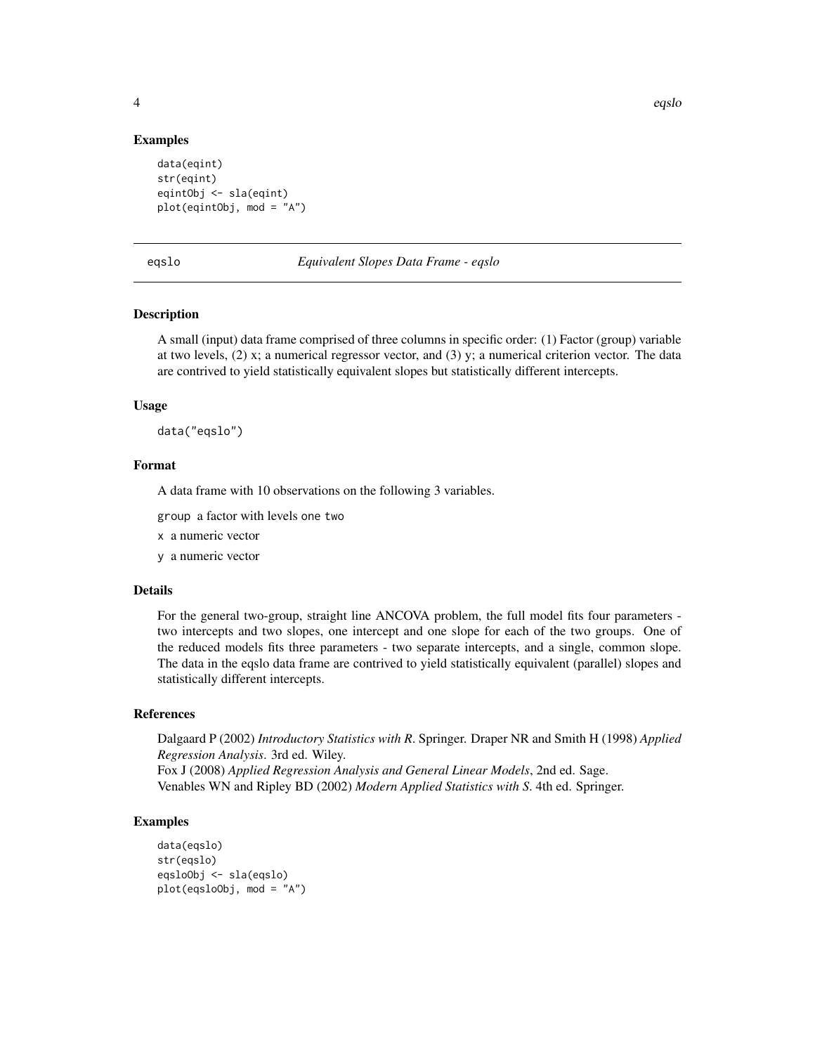## Examples

```
data(eqint)
str(eqint)
eqintObj <- sla(eqint)
plot(eqintObj, mod = "A")
```

---

eqslo *Equivalent Slopes Data Frame - eqslo*

---

## Description

A small (input) data frame comprised of three columns in specific order: (1) Factor (group) variable at two levels, (2) x; a numerical regressor vector, and (3) y; a numerical criterion vector. The data are contrived to yield statistically equivalent slopes but statistically different intercepts.

## Usage

```
data("eqslo")
```

## Format

A data frame with 10 observations on the following 3 variables.

`group` a factor with levels `one` `two`

`x` a numeric vector

`y` a numeric vector

## Details

For the general two-group, straight line ANCOVA problem, the full model fits four parameters - two intercepts and two slopes, one intercept and one slope for each of the two groups. One of the reduced models fits three parameters - two separate intercepts, and a single, common slope. The data in the eqslo data frame are contrived to yield statistically equivalent (parallel) slopes and statistically different intercepts.

## References

Dalgaard P (2002) *Introductory Statistics with R*. Springer. Draper NR and Smith H (1998) *Applied Regression Analysis*. 3rd ed. Wiley.
Fox J (2008) *Applied Regression Analysis and General Linear Models*, 2nd ed. Sage.
Venables WN and Ripley BD (2002) *Modern Applied Statistics with S*. 4th ed. Springer.

## Examples

```
data(eqslo)
str(eqslo)
eqsloObj <- sla(eqslo)
plot(eqsloObj, mod = "A")
```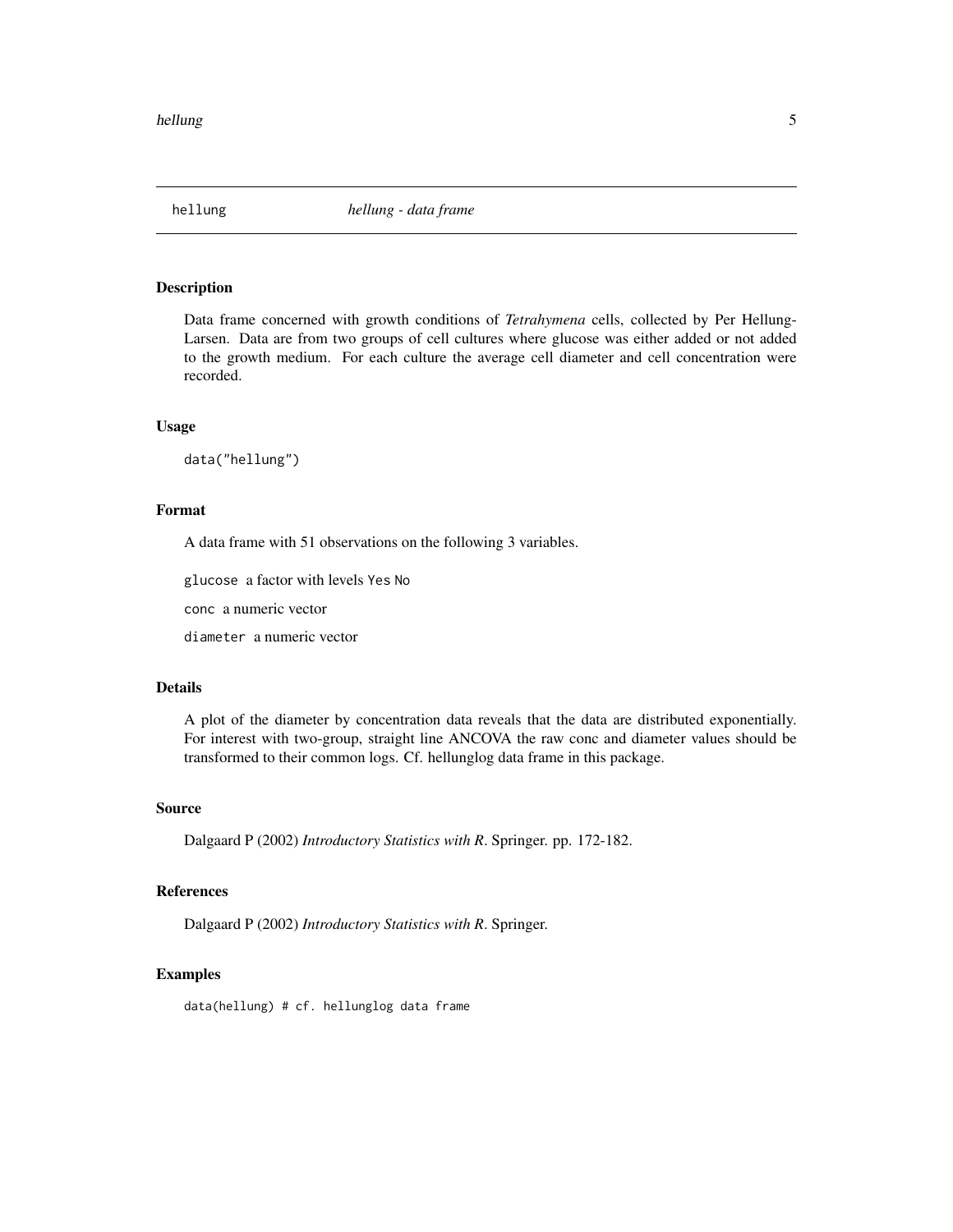`hellung` *hellung - data frame*

## Description

Data frame concerned with growth conditions of *Tetrahymena* cells, collected by Per Hellung-Larsen. Data are from two groups of cell cultures where glucose was either added or not added to the growth medium. For each culture the average cell diameter and cell concentration were recorded.

## Usage

```
data("hellung")
```

## Format

A data frame with 51 observations on the following 3 variables.

`glucose` a factor with levels `Yes` `No`

`conc` a numeric vector

`diameter` a numeric vector

## Details

A plot of the diameter by concentration data reveals that the data are distributed exponentially. For interest with two-group, straight line ANCOVA the raw conc and diameter values should be transformed to their common logs. Cf. hellunglog data frame in this package.

## Source

Dalgaard P (2002) *Introductory Statistics with R*. Springer. pp. 172-182.

## References

Dalgaard P (2002) *Introductory Statistics with R*. Springer.

## Examples

```
data(hellung) # cf. hellunglog data frame
```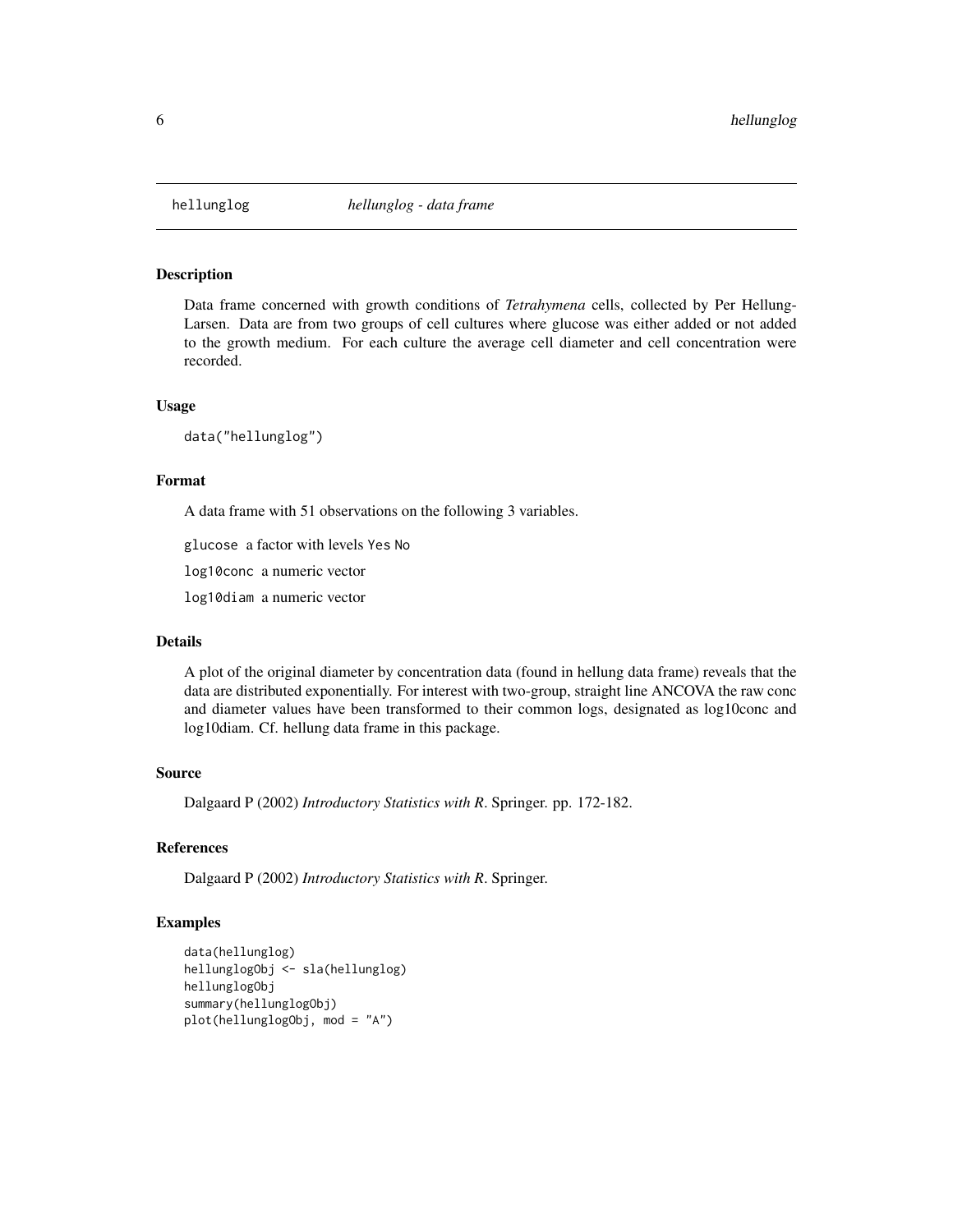hellunglog    *hellunglog - data frame*

## Description

Data frame concerned with growth conditions of *Tetrahymena* cells, collected by Per Hellung-Larsen. Data are from two groups of cell cultures where glucose was either added or not added to the growth medium. For each culture the average cell diameter and cell concentration were recorded.

## Usage

```
data("hellunglog")
```

## Format

A data frame with 51 observations on the following 3 variables.

`glucose` a factor with levels `Yes` `No`

`log10conc` a numeric vector

`log10diam` a numeric vector

## Details

A plot of the original diameter by concentration data (found in hellung data frame) reveals that the data are distributed exponentially. For interest with two-group, straight line ANCOVA the raw conc and diameter values have been transformed to their common logs, designated as log10conc and log10diam. Cf. hellung data frame in this package.

## Source

Dalgaard P (2002) *Introductory Statistics with R*. Springer. pp. 172-182.

## References

Dalgaard P (2002) *Introductory Statistics with R*. Springer.

## Examples

```
data(hellunglog)
hellunglogObj <- sla(hellunglog)
hellunglogObj
summary(hellunglogObj)
plot(hellunglogObj, mod = "A")
```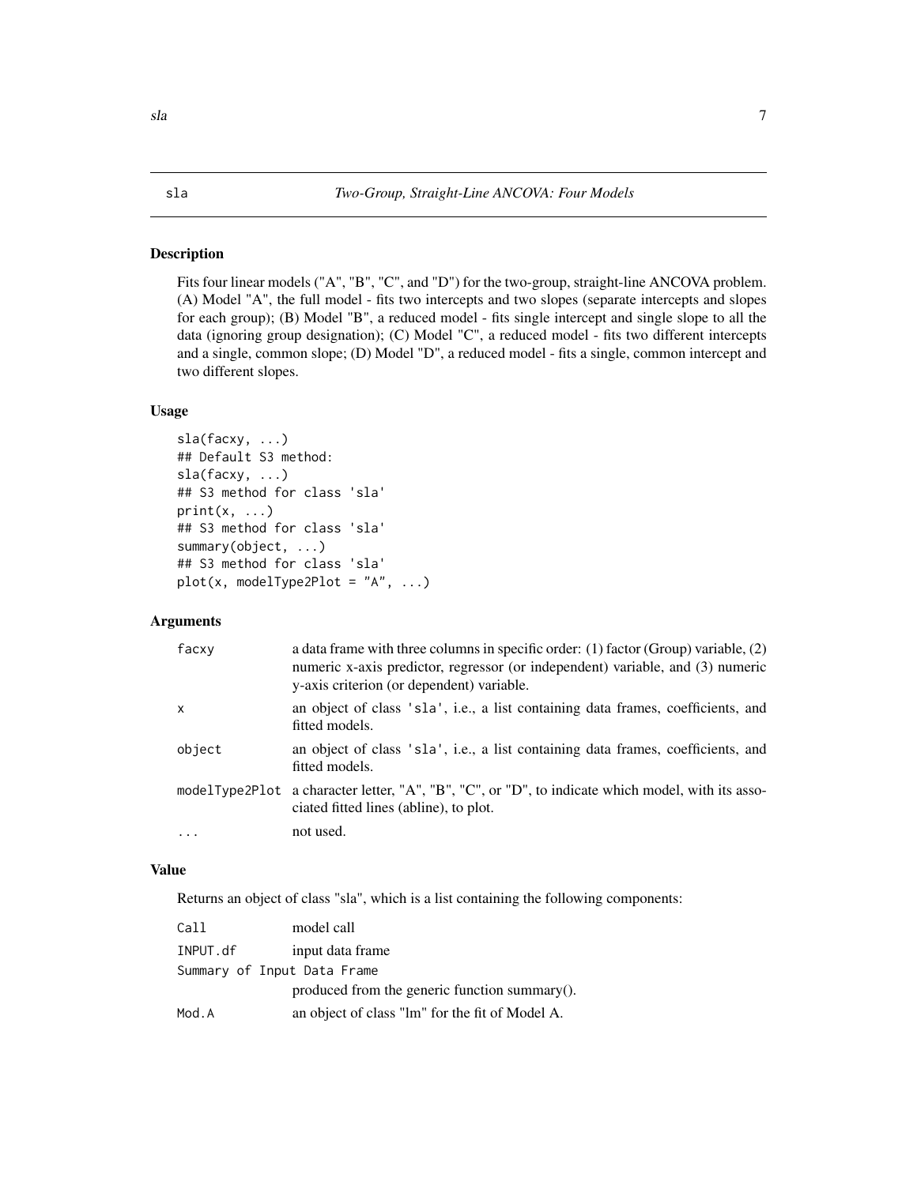## sla — *Two-Group, Straight-Line ANCOVA: Four Models*

### Description

Fits four linear models ("A", "B", "C", and "D") for the two-group, straight-line ANCOVA problem. (A) Model "A", the full model - fits two intercepts and two slopes (separate intercepts and slopes for each group); (B) Model "B", a reduced model - fits single intercept and single slope to all the data (ignoring group designation); (C) Model "C", a reduced model - fits two different intercepts and a single, common slope; (D) Model "D", a reduced model - fits a single, common intercept and two different slopes.

### Usage

```
sla(facxy, ...)
## Default S3 method:
sla(facxy, ...)
## S3 method for class 'sla'
print(x, ...)
## S3 method for class 'sla'
summary(object, ...)
## S3 method for class 'sla'
plot(x, modelType2Plot = "A", ...)
```

### Arguments

| | |
|---|---|
| `facxy` | a data frame with three columns in specific order: (1) factor (Group) variable, (2) numeric x-axis predictor, regressor (or independent) variable, and (3) numeric y-axis criterion (or dependent) variable. |
| `x` | an object of class 'sla', i.e., a list containing data frames, coefficients, and fitted models. |
| `object` | an object of class 'sla', i.e., a list containing data frames, coefficients, and fitted models. |
| `modelType2Plot` | a character letter, "A", "B", "C", or "D", to indicate which model, with its associated fitted lines (abline), to plot. |
| `...` | not used. |

### Value

Returns an object of class "sla", which is a list containing the following components:

| | |
|---|---|
| `Call` | model call |
| `INPUT.df` | input data frame |
| `Summary of Input Data Frame` | produced from the generic function summary(). |
| `Mod.A` | an object of class "lm" for the fit of Model A. |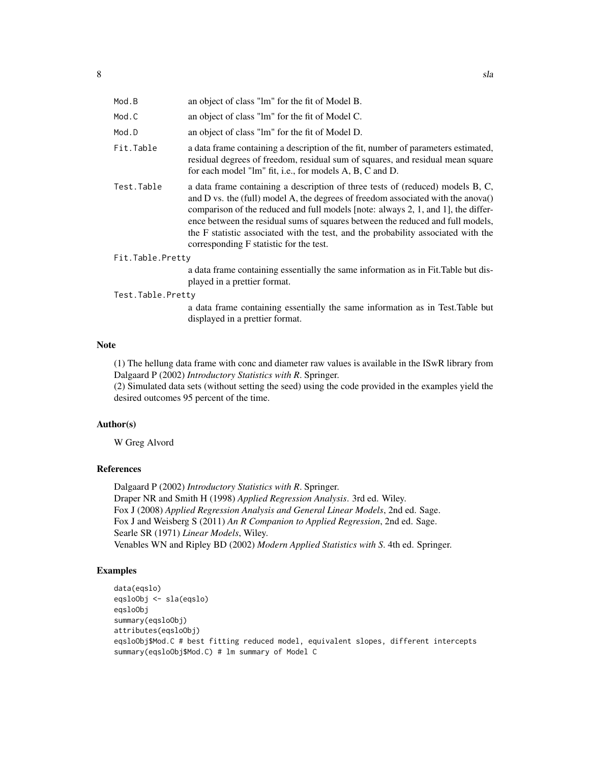Mod.B an object of class "lm" for the fit of Model B.

Mod.C an object of class "lm" for the fit of Model C.

Mod.D an object of class "lm" for the fit of Model D.

Fit.Table a data frame containing a description of the fit, number of parameters estimated, residual degrees of freedom, residual sum of squares, and residual mean square for each model "lm" fit, i.e., for models A, B, C and D.

Test.Table a data frame containing a description of three tests of (reduced) models B, C, and D vs. the (full) model A, the degrees of freedom associated with the anova() comparison of the reduced and full models [note: always 2, 1, and 1], the difference between the residual sums of squares between the reduced and full models, the F statistic associated with the test, and the probability associated with the corresponding F statistic for the test.

Fit.Table.Pretty
a data frame containing essentially the same information as in Fit.Table but displayed in a prettier format.

Test.Table.Pretty
a data frame containing essentially the same information as in Test.Table but displayed in a prettier format.

## Note

(1) The hellung data frame with conc and diameter raw values is available in the ISwR library from Dalgaard P (2002) *Introductory Statistics with R*. Springer.
(2) Simulated data sets (without setting the seed) using the code provided in the examples yield the desired outcomes 95 percent of the time.

## Author(s)

W Greg Alvord

## References

Dalgaard P (2002) *Introductory Statistics with R*. Springer.
Draper NR and Smith H (1998) *Applied Regression Analysis*. 3rd ed. Wiley.
Fox J (2008) *Applied Regression Analysis and General Linear Models*, 2nd ed. Sage.
Fox J and Weisberg S (2011) *An R Companion to Applied Regression*, 2nd ed. Sage.
Searle SR (1971) *Linear Models*, Wiley.
Venables WN and Ripley BD (2002) *Modern Applied Statistics with S*. 4th ed. Springer.

## Examples

```
data(eqslo)
eqsloObj <- sla(eqslo)
eqsloObj
summary(eqsloObj)
attributes(eqsloObj)
eqsloObj$Mod.C # best fitting reduced model, equivalent slopes, different intercepts
summary(eqsloObj$Mod.C) # lm summary of Model C
```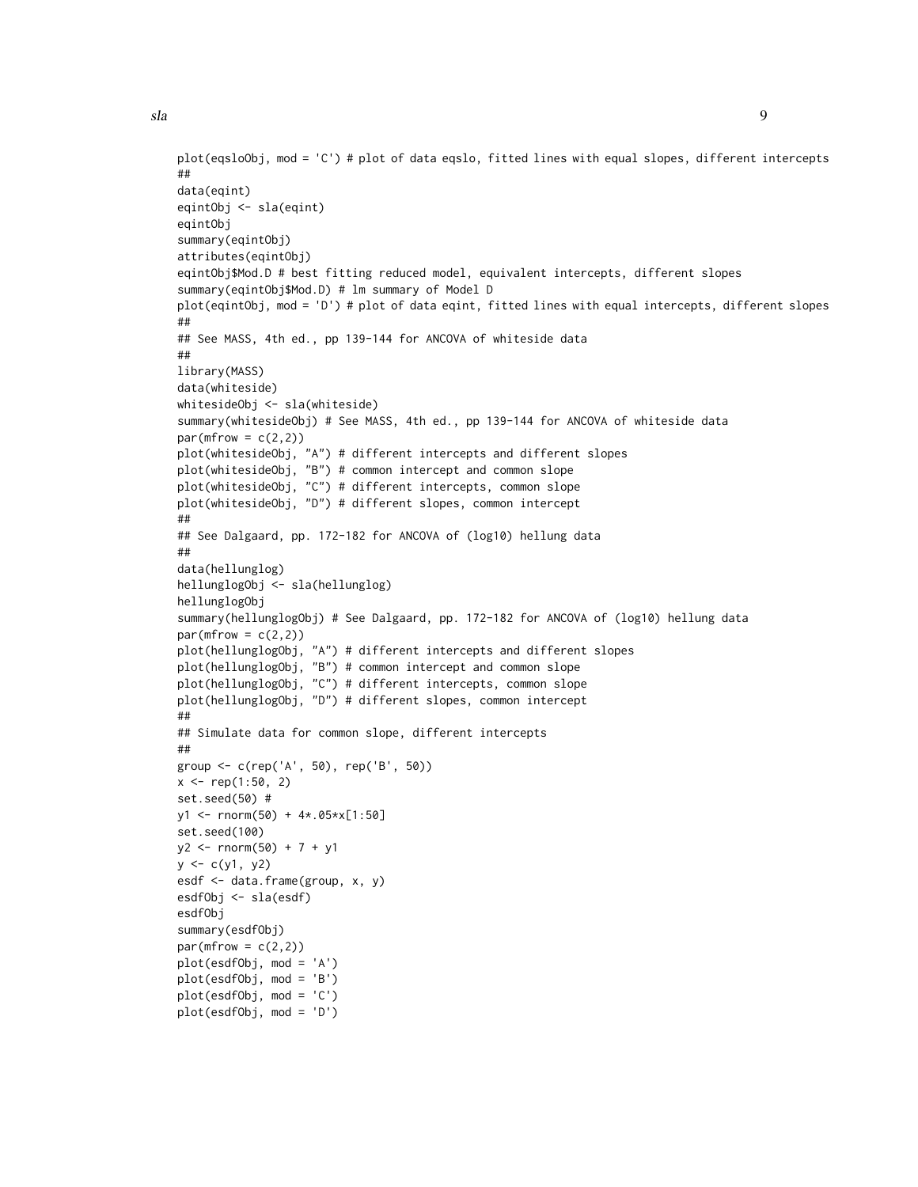```
plot(eqsloObj, mod = 'C') # plot of data eqslo, fitted lines with equal slopes, different intercepts
##
data(eqint)
eqintObj <- sla(eqint)
eqintObj
summary(eqintObj)
attributes(eqintObj)
eqintObj$Mod.D # best fitting reduced model, equivalent intercepts, different slopes
summary(eqintObj$Mod.D) # lm summary of Model D
plot(eqintObj, mod = 'D') # plot of data eqint, fitted lines with equal intercepts, different slopes
##
## See MASS, 4th ed., pp 139-144 for ANCOVA of whiteside data
##
library(MASS)
data(whiteside)
whitesideObj <- sla(whiteside)
summary(whitesideObj) # See MASS, 4th ed., pp 139-144 for ANCOVA of whiteside data
par(mfrow = c(2,2))
plot(whitesideObj, "A") # different intercepts and different slopes
plot(whitesideObj, "B") # common intercept and common slope
plot(whitesideObj, "C") # different intercepts, common slope
plot(whitesideObj, "D") # different slopes, common intercept
##
## See Dalgaard, pp. 172-182 for ANCOVA of (log10) hellung data
##
data(hellunglog)
hellunglogObj <- sla(hellunglog)
hellunglogObj
summary(hellunglogObj) # See Dalgaard, pp. 172-182 for ANCOVA of (log10) hellung data
par(mfrow = c(2,2))
plot(hellunglogObj, "A") # different intercepts and different slopes
plot(hellunglogObj, "B") # common intercept and common slope
plot(hellunglogObj, "C") # different intercepts, common slope
plot(hellunglogObj, "D") # different slopes, common intercept
##
## Simulate data for common slope, different intercepts
##
group <- c(rep('A', 50), rep('B', 50))
x <- rep(1:50, 2)
set.seed(50) #
y1 <- rnorm(50) + 4*.05*x[1:50]
set.seed(100)
y2 <- rnorm(50) + 7 + y1
y <- c(y1, y2)
esdf <- data.frame(group, x, y)
esdfObj <- sla(esdf)
esdfObj
summary(esdfObj)
par(mfrow = c(2,2))
plot(esdfObj, mod = 'A')
plot(esdfObj, mod = 'B')
plot(esdfObj, mod = 'C')
plot(esdfObj, mod = 'D')
```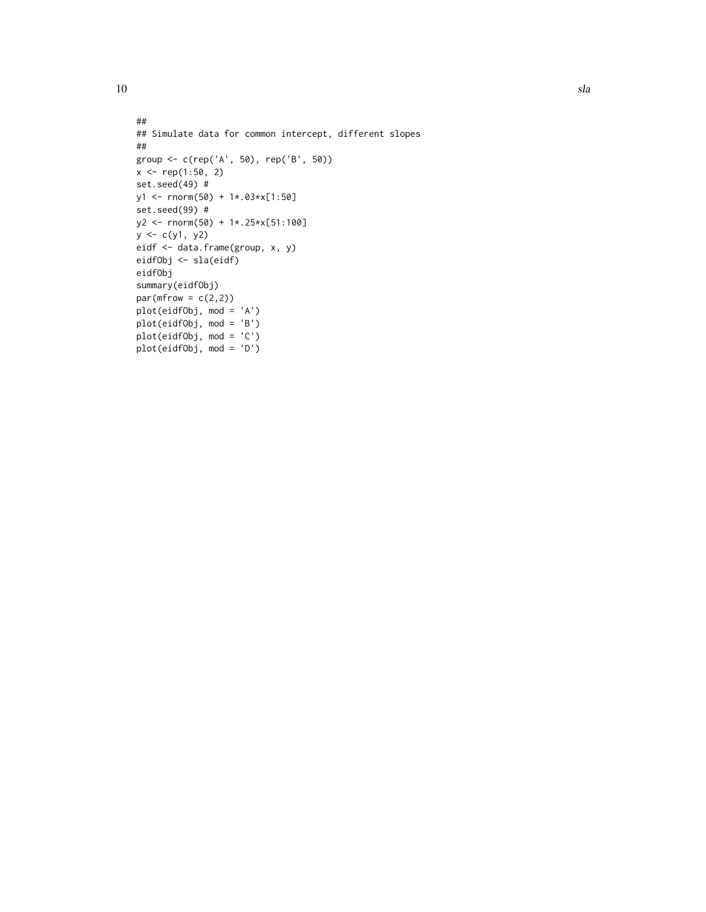```
##
## Simulate data for common intercept, different slopes
##
group <- c(rep('A', 50), rep('B', 50))
x <- rep(1:50, 2)
set.seed(49) #
y1 <- rnorm(50) + 1*.03*x[1:50]
set.seed(99) #
y2 <- rnorm(50) + 1*.25*x[51:100]
y <- c(y1, y2)
eidf <- data.frame(group, x, y)
eidfObj <- sla(eidf)
eidfObj
summary(eidfObj)
par(mfrow = c(2,2))
plot(eidfObj, mod = 'A')
plot(eidfObj, mod = 'B')
plot(eidfObj, mod = 'C')
plot(eidfObj, mod = 'D')
```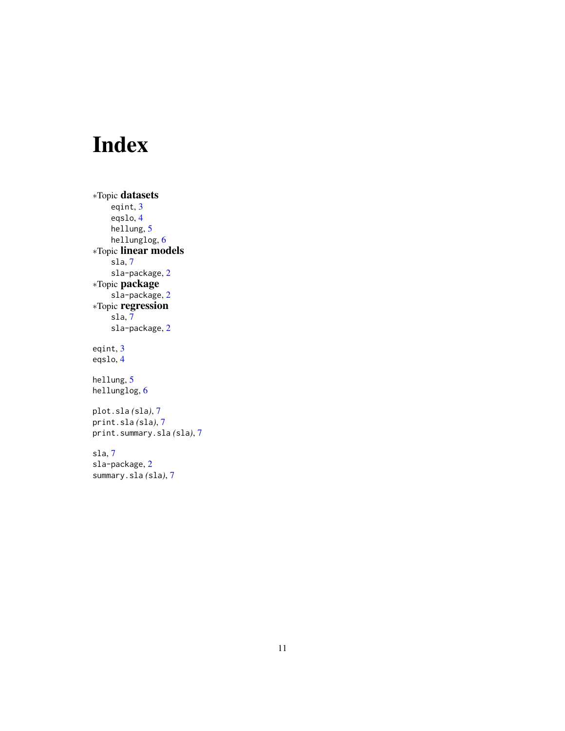# Index

∗Topic **datasets**
- eqint, 3
- eqslo, 4
- hellung, 5
- hellunglog, 6

∗Topic **linear models**
- sla, 7
- sla-package, 2

∗Topic **package**
- sla-package, 2

∗Topic **regression**
- sla, 7
- sla-package, 2

eqint, 3
eqslo, 4

hellung, 5
hellunglog, 6

plot.sla *(*sla*)*, 7
print.sla *(*sla*)*, 7
print.summary.sla *(*sla*)*, 7

sla, 7
sla-package, 2
summary.sla *(*sla*)*, 7